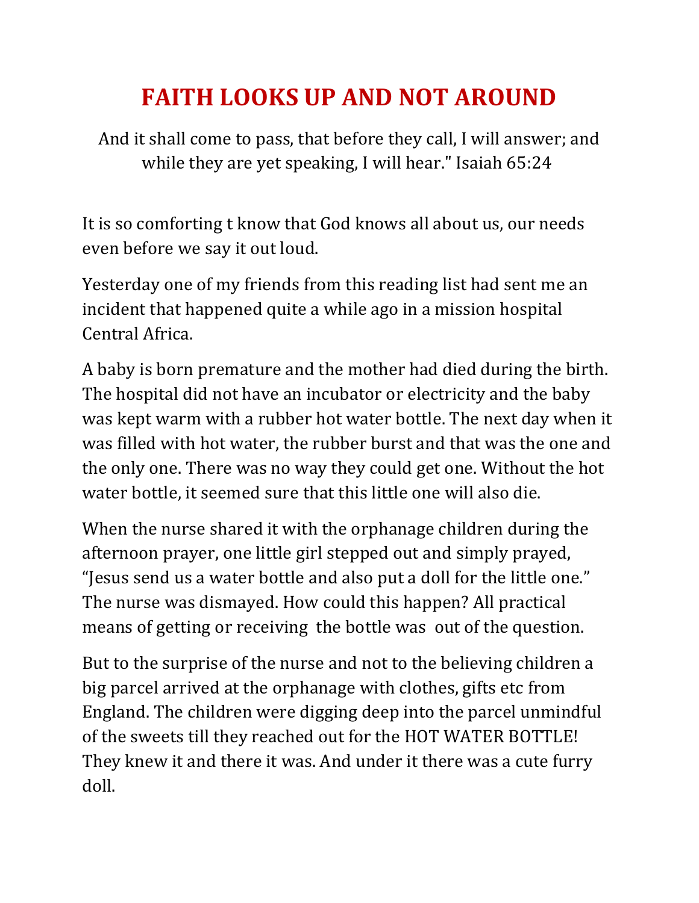# FAITH LOOKS UP AND NOT AROUND

And it shall come to pass, that before they call, I will answer; and while they are yet speaking, I will hear." Isaiah 65:24

It is so comforting t know that God knows all about us, our needs even before we say it out loud.

Yesterday one of my friends from this reading list had sent me an incident that happened quite a while ago in a mission hospital Central Africa.

A baby is born premature and the mother had died during the birth. The hospital did not have an incubator or electricity and the baby was kept warm with a rubber hot water bottle. The next day when it was filled with hot water, the rubber burst and that was the one and the only one. There was no way they could get one. Without the hot water bottle, it seemed sure that this little one will also die.

When the nurse shared it with the orphanage children during the afternoon prayer, one little girl stepped out and simply prayed, "Jesus send us a water bottle and also put a doll for the little one." The nurse was dismayed. How could this happen? All practical means of getting or receiving the bottle was out of the question.

But to the surprise of the nurse and not to the believing children a big parcel arrived at the orphanage with clothes, gifts etc from England. The children were digging deep into the parcel unmindful of the sweets till they reached out for the HOT WATER BOTTLE! They knew it and there it was. And under it there was a cute furry doll.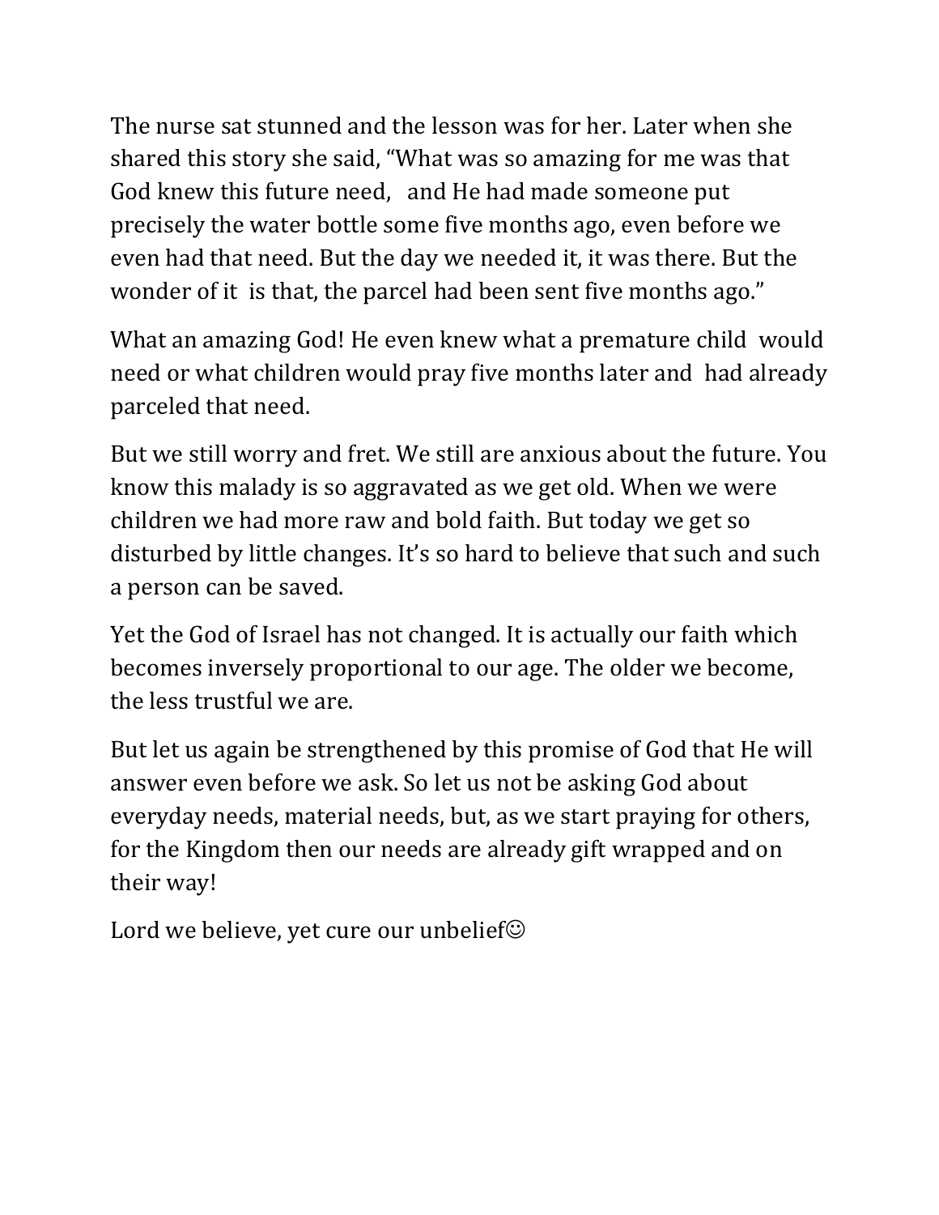The nurse sat stunned and the lesson was for her. Later when she shared this story she said, "What was so amazing for me was that God knew this future need, and He had made someone put precisely the water bottle some five months ago, even before we even had that need. But the day we needed it, it was there. But the wonder of it is that, the parcel had been sent five months ago."

What an amazing God! He even knew what a premature child would need or what children would pray five months later and had already parceled that need.

But we still worry and fret. We still are anxious about the future. You know this malady is so aggravated as we get old. When we were children we had more raw and bold faith. But today we get so disturbed by little changes. It's so hard to believe that such and such a person can be saved.

Yet the God of Israel has not changed. It is actually our faith which becomes inversely proportional to our age. The older we become, the less trustful we are.

But let us again be strengthened by this promise of God that He will answer even before we ask. So let us not be asking God about everyday needs, material needs, but, as we start praying for others, for the Kingdom then our needs are already gift wrapped and on their way!

Lord we believe, yet cure our unbelief☺